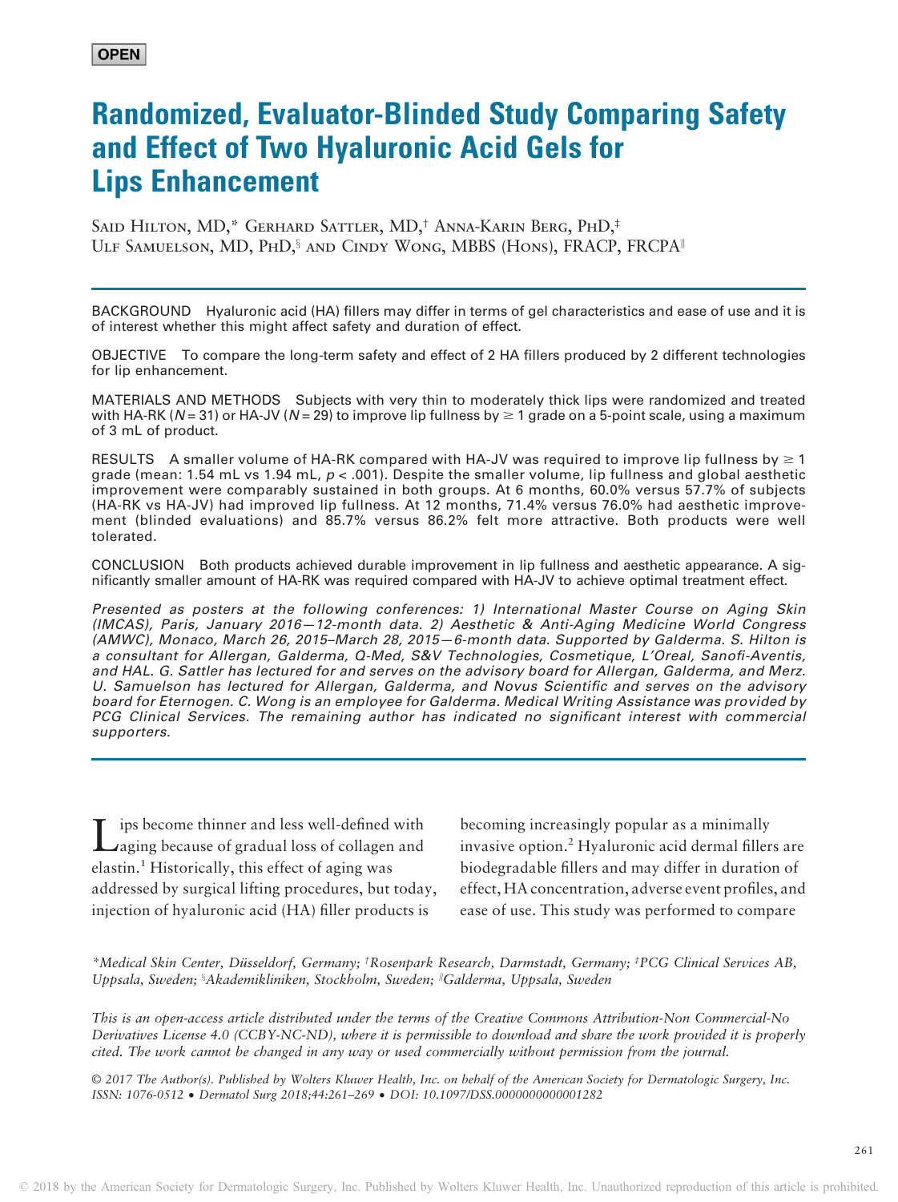**OPEN**

# Randomized, Evaluator-Blinded Study Comparing Safety and Effect of Two Hyaluronic Acid Gels for Lips Enhancement

Said Hilton, MD,* Gerhard Sattler, MD,† Anna-Karin Berg, PhD,‡ Ulf Samuelson, MD, PhD,§ and Cindy Wong, MBBS (Hons), FRACP, FRCPA‖

BACKGROUND Hyaluronic acid (HA) fillers may differ in terms of gel characteristics and ease of use and it is of interest whether this might affect safety and duration of effect.

OBJECTIVE To compare the long-term safety and effect of 2 HA fillers produced by 2 different technologies for lip enhancement.

MATERIALS AND METHODS Subjects with very thin to moderately thick lips were randomized and treated with HA-RK ($N = 31$) or HA-JV ($N = 29$) to improve lip fullness by ≥ 1 grade on a 5-point scale, using a maximum of 3 mL of product.

RESULTS A smaller volume of HA-RK compared with HA-JV was required to improve lip fullness by ≥ 1 grade (mean: 1.54 mL vs 1.94 mL, $p < .001$). Despite the smaller volume, lip fullness and global aesthetic improvement were comparably sustained in both groups. At 6 months, 60.0% versus 57.7% of subjects (HA-RK vs HA-JV) had improved lip fullness. At 12 months, 71.4% versus 76.0% had aesthetic improvement (blinded evaluations) and 85.7% versus 86.2% felt more attractive. Both products were well tolerated.

CONCLUSION Both products achieved durable improvement in lip fullness and aesthetic appearance. A significantly smaller amount of HA-RK was required compared with HA-JV to achieve optimal treatment effect.

*Presented as posters at the following conferences: 1) International Master Course on Aging Skin (IMCAS), Paris, January 2016—12-month data. 2) Aesthetic & Anti-Aging Medicine World Congress (AMWC), Monaco, March 26, 2015–March 28, 2015—6-month data. Supported by Galderma. S. Hilton is a consultant for Allergan, Galderma, Q-Med, S&V Technologies, Cosmetique, L'Oreal, Sanofi-Aventis, and HAL. G. Sattler has lectured for and serves on the advisory board for Allergan, Galderma, and Merz. U. Samuelson has lectured for Allergan, Galderma, and Novus Scientific and serves on the advisory board for Eternogen. C. Wong is an employee for Galderma. Medical Writing Assistance was provided by PCG Clinical Services. The remaining author has indicated no significant interest with commercial supporters.*

Lips become thinner and less well-defined with aging because of gradual loss of collagen and elastin.[1] Historically, this effect of aging was addressed by surgical lifting procedures, but today, injection of hyaluronic acid (HA) filler products is becoming increasingly popular as a minimally invasive option.[2] Hyaluronic acid dermal fillers are biodegradable fillers and may differ in duration of effect, HA concentration, adverse event profiles, and ease of use. This study was performed to compare

*Medical Skin Center, Düsseldorf, Germany; †Rosenpark Research, Darmstadt, Germany; ‡PCG Clinical Services AB, Uppsala, Sweden; §Akademikliniken, Stockholm, Sweden; ‖Galderma, Uppsala, Sweden*

*This is an open-access article distributed under the terms of the Creative Commons Attribution-Non Commercial-No Derivatives License 4.0 (CCBY-NC-ND), where it is permissible to download and share the work provided it is properly cited. The work cannot be changed in any way or used commercially without permission from the journal.*

© 2017 The Author(s). Published by Wolters Kluwer Health, Inc. on behalf of the American Society for Dermatologic Surgery, Inc. ISSN: 1076-0512 • Dermatol Surg 2018;44:261–269 • DOI: 10.1097/DSS.0000000000001282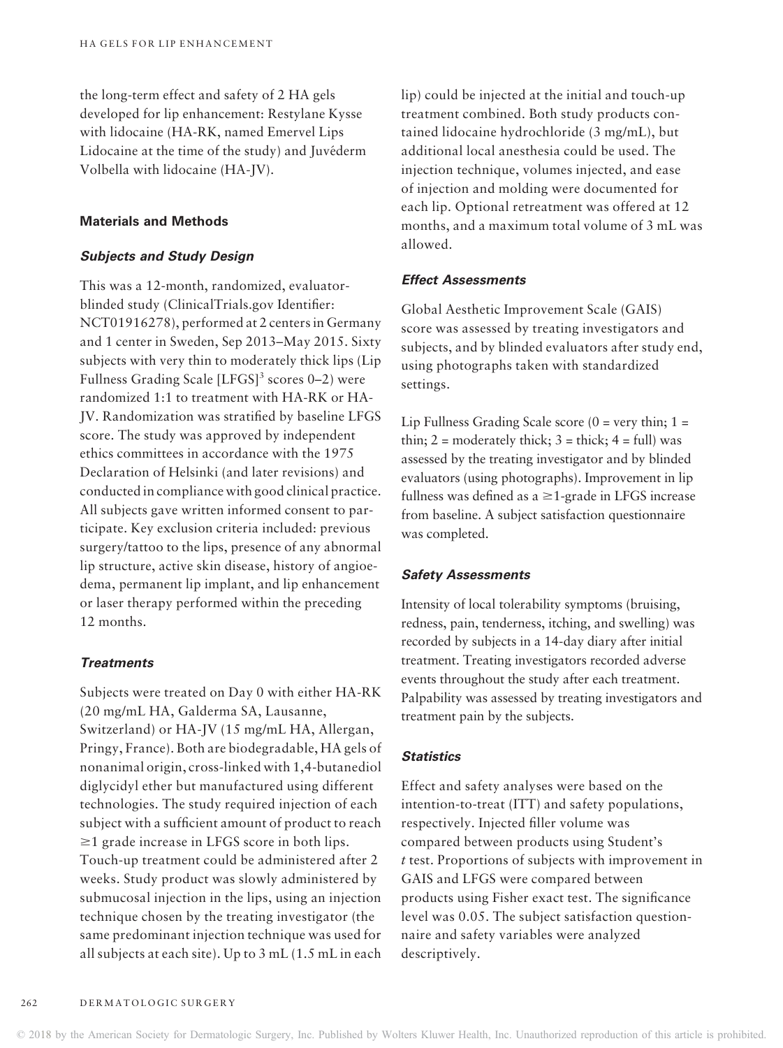the long-term effect and safety of 2 HA gels developed for lip enhancement: Restylane Kysse with lidocaine (HA-RK, named Emervel Lips Lidocaine at the time of the study) and Juvéderm Volbella with lidocaine (HA-JV).

## Materials and Methods

### Subjects and Study Design

This was a 12-month, randomized, evaluator-blinded study (ClinicalTrials.gov Identifier: NCT01916278), performed at 2 centers in Germany and 1 center in Sweden, Sep 2013–May 2015. Sixty subjects with very thin to moderately thick lips (Lip Fullness Grading Scale [LFGS][3] scores 0–2) were randomized 1:1 to treatment with HA-RK or HA-JV. Randomization was stratified by baseline LFGS score. The study was approved by independent ethics committees in accordance with the 1975 Declaration of Helsinki (and later revisions) and conducted in compliance with good clinical practice. All subjects gave written informed consent to participate. Key exclusion criteria included: previous surgery/tattoo to the lips, presence of any abnormal lip structure, active skin disease, history of angioedema, permanent lip implant, and lip enhancement or laser therapy performed within the preceding 12 months.

### Treatments

Subjects were treated on Day 0 with either HA-RK (20 mg/mL HA, Galderma SA, Lausanne, Switzerland) or HA-JV (15 mg/mL HA, Allergan, Pringy, France). Both are biodegradable, HA gels of nonanimal origin, cross-linked with 1,4-butanediol diglycidyl ether but manufactured using different technologies. The study required injection of each subject with a sufficient amount of product to reach ≥1 grade increase in LFGS score in both lips. Touch-up treatment could be administered after 2 weeks. Study product was slowly administered by submucosal injection in the lips, using an injection technique chosen by the treating investigator (the same predominant injection technique was used for all subjects at each site). Up to 3 mL (1.5 mL in each lip) could be injected at the initial and touch-up treatment combined. Both study products contained lidocaine hydrochloride (3 mg/mL), but additional local anesthesia could be used. The injection technique, volumes injected, and ease of injection and molding were documented for each lip. Optional retreatment was offered at 12 months, and a maximum total volume of 3 mL was allowed.

### Effect Assessments

Global Aesthetic Improvement Scale (GAIS) score was assessed by treating investigators and subjects, and by blinded evaluators after study end, using photographs taken with standardized settings.

Lip Fullness Grading Scale score (0 = very thin; 1 = thin; 2 = moderately thick; 3 = thick; 4 = full) was assessed by the treating investigator and by blinded evaluators (using photographs). Improvement in lip fullness was defined as a ≥1-grade in LFGS increase from baseline. A subject satisfaction questionnaire was completed.

### Safety Assessments

Intensity of local tolerability symptoms (bruising, redness, pain, tenderness, itching, and swelling) was recorded by subjects in a 14-day diary after initial treatment. Treating investigators recorded adverse events throughout the study after each treatment. Palpability was assessed by treating investigators and treatment pain by the subjects.

### Statistics

Effect and safety analyses were based on the intention-to-treat (ITT) and safety populations, respectively. Injected filler volume was compared between products using Student's *t* test. Proportions of subjects with improvement in GAIS and LFGS were compared between products using Fisher exact test. The significance level was 0.05. The subject satisfaction questionnaire and safety variables were analyzed descriptively.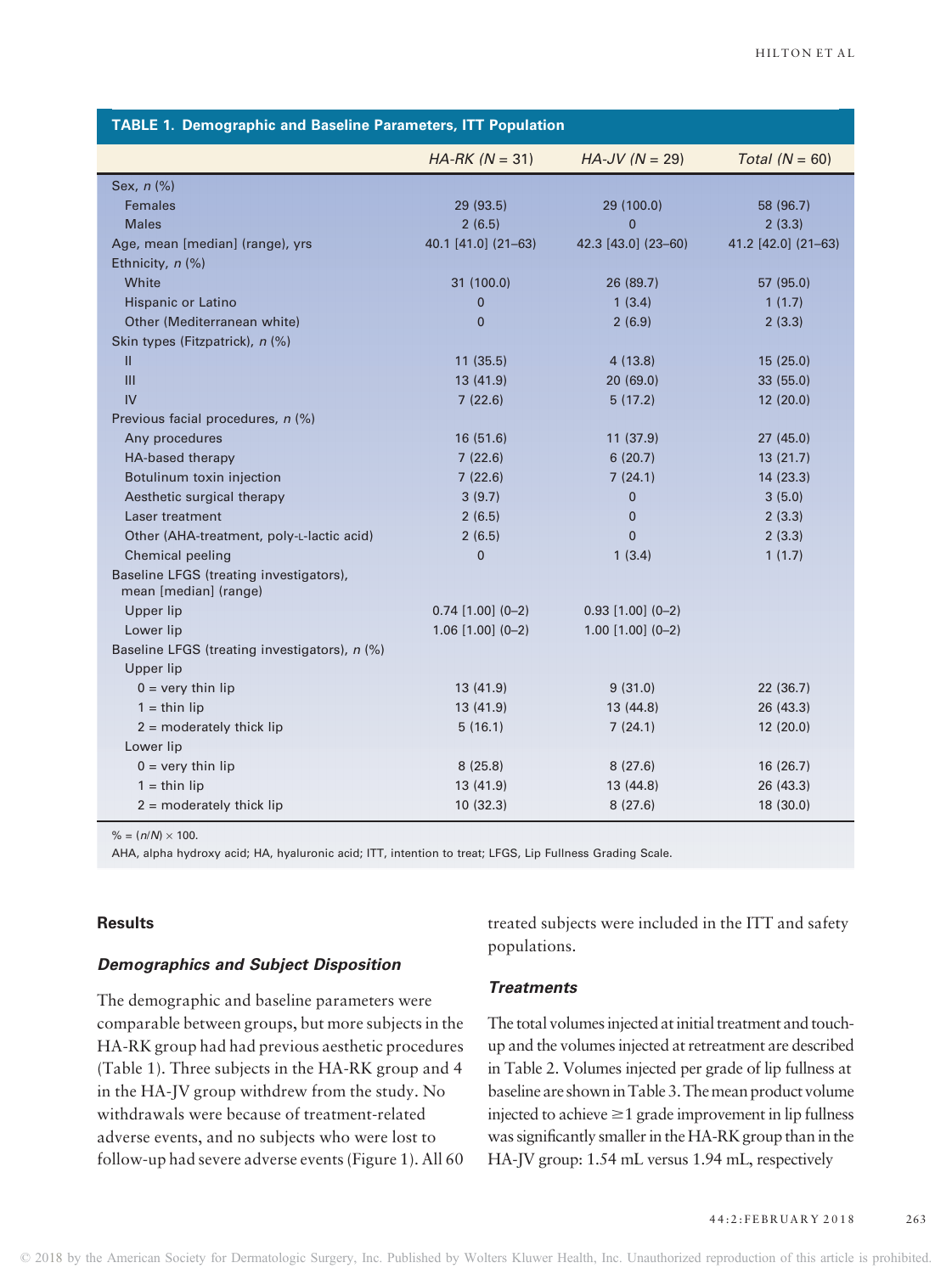**TABLE 1. Demographic and Baseline Parameters, ITT Population**

| | *HA-RK (N = 31)* | *HA-JV (N = 29)* | *Total (N = 60)* |
|---|---|---|---|
| Sex, *n* (%) | | | |
| Females | 29 (93.5) | 29 (100.0) | 58 (96.7) |
| Males | 2 (6.5) | 0 | 2 (3.3) |
| Age, mean [median] (range), yrs | 40.1 [41.0] (21–63) | 42.3 [43.0] (23–60) | 41.2 [42.0] (21–63) |
| Ethnicity, *n* (%) | | | |
| White | 31 (100.0) | 26 (89.7) | 57 (95.0) |
| Hispanic or Latino | 0 | 1 (3.4) | 1 (1.7) |
| Other (Mediterranean white) | 0 | 2 (6.9) | 2 (3.3) |
| Skin types (Fitzpatrick), *n* (%) | | | |
| II | 11 (35.5) | 4 (13.8) | 15 (25.0) |
| III | 13 (41.9) | 20 (69.0) | 33 (55.0) |
| IV | 7 (22.6) | 5 (17.2) | 12 (20.0) |
| Previous facial procedures, *n* (%) | | | |
| Any procedures | 16 (51.6) | 11 (37.9) | 27 (45.0) |
| HA-based therapy | 7 (22.6) | 6 (20.7) | 13 (21.7) |
| Botulinum toxin injection | 7 (22.6) | 7 (24.1) | 14 (23.3) |
| Aesthetic surgical therapy | 3 (9.7) | 0 | 3 (5.0) |
| Laser treatment | 2 (6.5) | 0 | 2 (3.3) |
| Other (AHA-treatment, poly-L-lactic acid) | 2 (6.5) | 0 | 2 (3.3) |
| Chemical peeling | 0 | 1 (3.4) | 1 (1.7) |
| Baseline LFGS (treating investigators), mean [median] (range) | | | |
| Upper lip | 0.74 [1.00] (0–2) | 0.93 [1.00] (0–2) | |
| Lower lip | 1.06 [1.00] (0–2) | 1.00 [1.00] (0–2) | |
| Baseline LFGS (treating investigators), *n* (%) | | | |
| Upper lip | | | |
| 0 = very thin lip | 13 (41.9) | 9 (31.0) | 22 (36.7) |
| 1 = thin lip | 13 (41.9) | 13 (44.8) | 26 (43.3) |
| 2 = moderately thick lip | 5 (16.1) | 7 (24.1) | 12 (20.0) |
| Lower lip | | | |
| 0 = very thin lip | 8 (25.8) | 8 (27.6) | 16 (26.7) |
| 1 = thin lip | 13 (41.9) | 13 (44.8) | 26 (43.3) |
| 2 = moderately thick lip | 10 (32.3) | 8 (27.6) | 18 (30.0) |

% = $(n/N) \times 100$.

AHA, alpha hydroxy acid; HA, hyaluronic acid; ITT, intention to treat; LFGS, Lip Fullness Grading Scale.

## Results

### *Demographics and Subject Disposition*

The demographic and baseline parameters were comparable between groups, but more subjects in the HA-RK group had had previous aesthetic procedures (Table 1). Three subjects in the HA-RK group and 4 in the HA-JV group withdrew from the study. No withdrawals were because of treatment-related adverse events, and no subjects who were lost to follow-up had severe adverse events (Figure 1). All 60 treated subjects were included in the ITT and safety populations.

### *Treatments*

The total volumes injected at initial treatment and touch-up and the volumes injected at retreatment are described in Table 2. Volumes injected per grade of lip fullness at baseline are shown in Table 3. The mean product volume injected to achieve ≥1 grade improvement in lip fullness was significantly smaller in the HA-RK group than in the HA-JV group: 1.54 mL versus 1.94 mL, respectively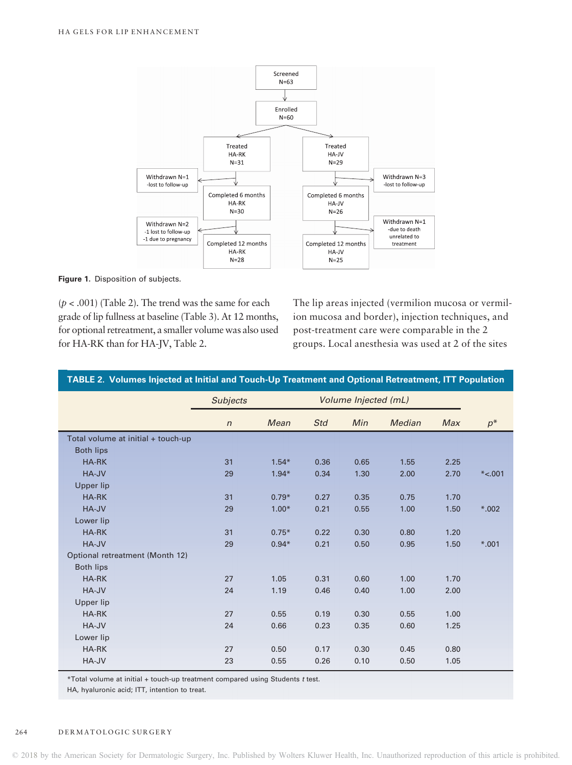Figure 1. Disposition of subjects.

($p < .001$) (Table 2). The trend was the same for each grade of lip fullness at baseline (Table 3). At 12 months, for optional retreatment, a smaller volume was also used for HA-RK than for HA-JV, Table 2.

The lip areas injected (vermilion mucosa or vermilion mucosa and border), injection techniques, and post-treatment care were comparable in the 2 groups. Local anesthesia was used at 2 of the sites

**TABLE 2. Volumes Injected at Initial and Touch-Up Treatment and Optional Retreatment, ITT Population**

| | Subjects | Volume Injected (mL) | | | | | |
|---|---|---|---|---|---|---|---|
| | *n* | *Mean* | *Std* | *Min* | *Median* | *Max* | *p** |
| Total volume at initial + touch-up | | | | | | | |
| Both lips | | | | | | | |
| HA-RK | 31 | 1.54* | 0.36 | 0.65 | 1.55 | 2.25 | |
| HA-JV | 29 | 1.94* | 0.34 | 1.30 | 2.00 | 2.70 | *<.001 |
| Upper lip | | | | | | | |
| HA-RK | 31 | 0.79* | 0.27 | 0.35 | 0.75 | 1.70 | |
| HA-JV | 29 | 1.00* | 0.21 | 0.55 | 1.00 | 1.50 | *.002 |
| Lower lip | | | | | | | |
| HA-RK | 31 | 0.75* | 0.22 | 0.30 | 0.80 | 1.20 | |
| HA-JV | 29 | 0.94* | 0.21 | 0.50 | 0.95 | 1.50 | *.001 |
| Optional retreatment (Month 12) | | | | | | | |
| Both lips | | | | | | | |
| HA-RK | 27 | 1.05 | 0.31 | 0.60 | 1.00 | 1.70 | |
| HA-JV | 24 | 1.19 | 0.46 | 0.40 | 1.00 | 2.00 | |
| Upper lip | | | | | | | |
| HA-RK | 27 | 0.55 | 0.19 | 0.30 | 0.55 | 1.00 | |
| HA-JV | 24 | 0.66 | 0.23 | 0.35 | 0.60 | 1.25 | |
| Lower lip | | | | | | | |
| HA-RK | 27 | 0.50 | 0.17 | 0.30 | 0.45 | 0.80 | |
| HA-JV | 23 | 0.55 | 0.26 | 0.10 | 0.50 | 1.05 | |

*Total volume at initial + touch-up treatment compared using Students *t* test.

HA, hyaluronic acid; ITT, intention to treat.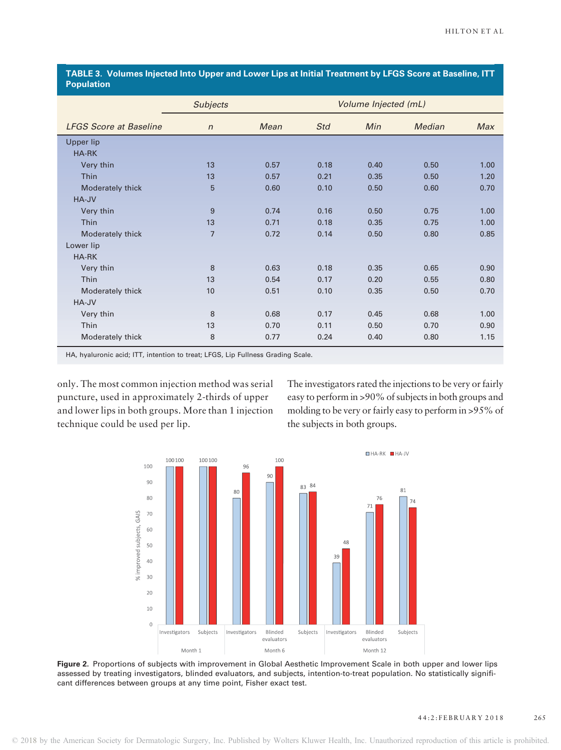**TABLE 3. Volumes Injected Into Upper and Lower Lips at Initial Treatment by LFGS Score at Baseline, ITT Population**

| | *Subjects* | *Volume Injected (mL)* | | | | |
|---|---|---|---|---|---|---|
| *LFGS Score at Baseline* | *n* | *Mean* | *Std* | *Min* | *Median* | *Max* |
| Upper lip | | | | | | |
| HA-RK | | | | | | |
| Very thin | 13 | 0.57 | 0.18 | 0.40 | 0.50 | 1.00 |
| Thin | 13 | 0.57 | 0.21 | 0.35 | 0.50 | 1.20 |
| Moderately thick | 5 | 0.60 | 0.10 | 0.50 | 0.60 | 0.70 |
| HA-JV | | | | | | |
| Very thin | 9 | 0.74 | 0.16 | 0.50 | 0.75 | 1.00 |
| Thin | 13 | 0.71 | 0.18 | 0.35 | 0.75 | 1.00 |
| Moderately thick | 7 | 0.72 | 0.14 | 0.50 | 0.80 | 0.85 |
| Lower lip | | | | | | |
| HA-RK | | | | | | |
| Very thin | 8 | 0.63 | 0.18 | 0.35 | 0.65 | 0.90 |
| Thin | 13 | 0.54 | 0.17 | 0.20 | 0.55 | 0.80 |
| Moderately thick | 10 | 0.51 | 0.10 | 0.35 | 0.50 | 0.70 |
| HA-JV | | | | | | |
| Very thin | 8 | 0.68 | 0.17 | 0.45 | 0.68 | 1.00 |
| Thin | 13 | 0.70 | 0.11 | 0.50 | 0.70 | 0.90 |
| Moderately thick | 8 | 0.77 | 0.24 | 0.40 | 0.80 | 1.15 |

HA, hyaluronic acid; ITT, intention to treat; LFGS, Lip Fullness Grading Scale.

only. The most common injection method was serial puncture, used in approximately 2-thirds of upper and lower lips in both groups. More than 1 injection technique could be used per lip.

The investigators rated the injections to be very or fairly easy to perform in >90% of subjects in both groups and molding to be very or fairly easy to perform in >95% of the subjects in both groups.

**Figure 2.** Proportions of subjects with improvement in Global Aesthetic Improvement Scale in both upper and lower lips assessed by treating investigators, blinded evaluators, and subjects, intention-to-treat population. No statistically significant differences between groups at any time point, Fisher exact test.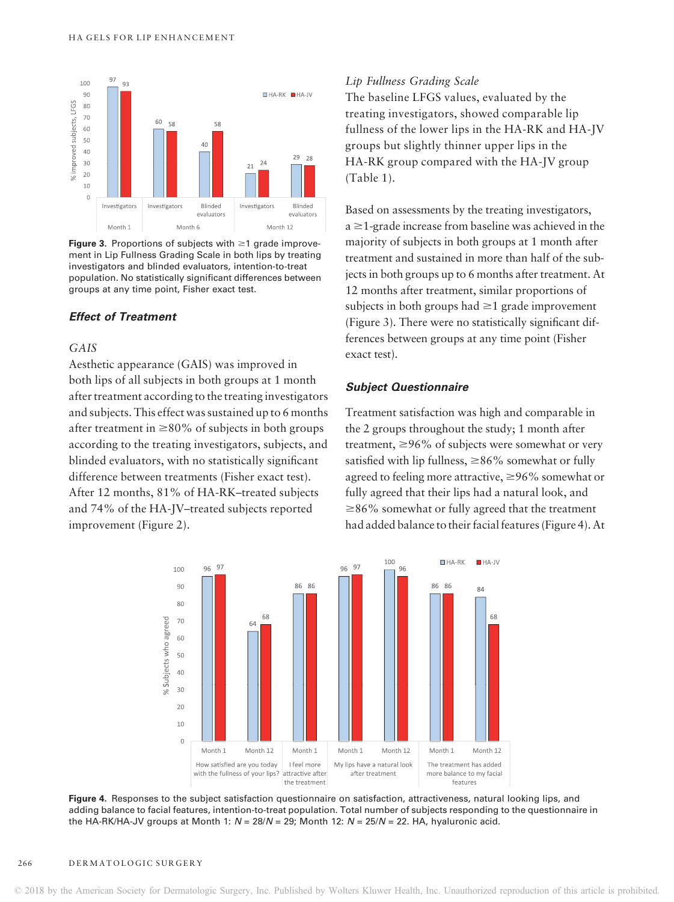Figure 3. Proportions of subjects with ≥1 grade improvement in Lip Fullness Grading Scale in both lips by treating investigators and blinded evaluators, intention-to-treat population. No statistically significant differences between groups at any time point, Fisher exact test.

### Effect of Treatment

#### *GAIS*

Aesthetic appearance (GAIS) was improved in both lips of all subjects in both groups at 1 month after treatment according to the treating investigators and subjects. This effect was sustained up to 6 months after treatment in ≥80% of subjects in both groups according to the treating investigators, subjects, and blinded evaluators, with no statistically significant difference between treatments (Fisher exact test). After 12 months, 81% of HA-RK–treated subjects and 74% of the HA-JV–treated subjects reported improvement (Figure 2).

#### *Lip Fullness Grading Scale*

The baseline LFGS values, evaluated by the treating investigators, showed comparable lip fullness of the lower lips in the HA-RK and HA-JV groups but slightly thinner upper lips in the HA-RK group compared with the HA-JV group (Table 1).

Based on assessments by the treating investigators, a ≥1-grade increase from baseline was achieved in the majority of subjects in both groups at 1 month after treatment and sustained in more than half of the subjects in both groups up to 6 months after treatment. At 12 months after treatment, similar proportions of subjects in both groups had ≥1 grade improvement (Figure 3). There were no statistically significant differences between groups at any time point (Fisher exact test).

### Subject Questionnaire

Treatment satisfaction was high and comparable in the 2 groups throughout the study; 1 month after treatment, ≥96% of subjects were somewhat or very satisfied with lip fullness, ≥86% somewhat or fully agreed to feeling more attractive, ≥96% somewhat or fully agreed that their lips had a natural look, and ≥86% somewhat or fully agreed that the treatment had added balance to their facial features (Figure 4). At

Figure 4. Responses to the subject satisfaction questionnaire on satisfaction, attractiveness, natural looking lips, and adding balance to facial features, intention-to-treat population. Total number of subjects responding to the questionnaire in the HA-RK/HA-JV groups at Month 1: $N = 28/N = 29$; Month 12: $N = 25/N = 22$. HA, hyaluronic acid.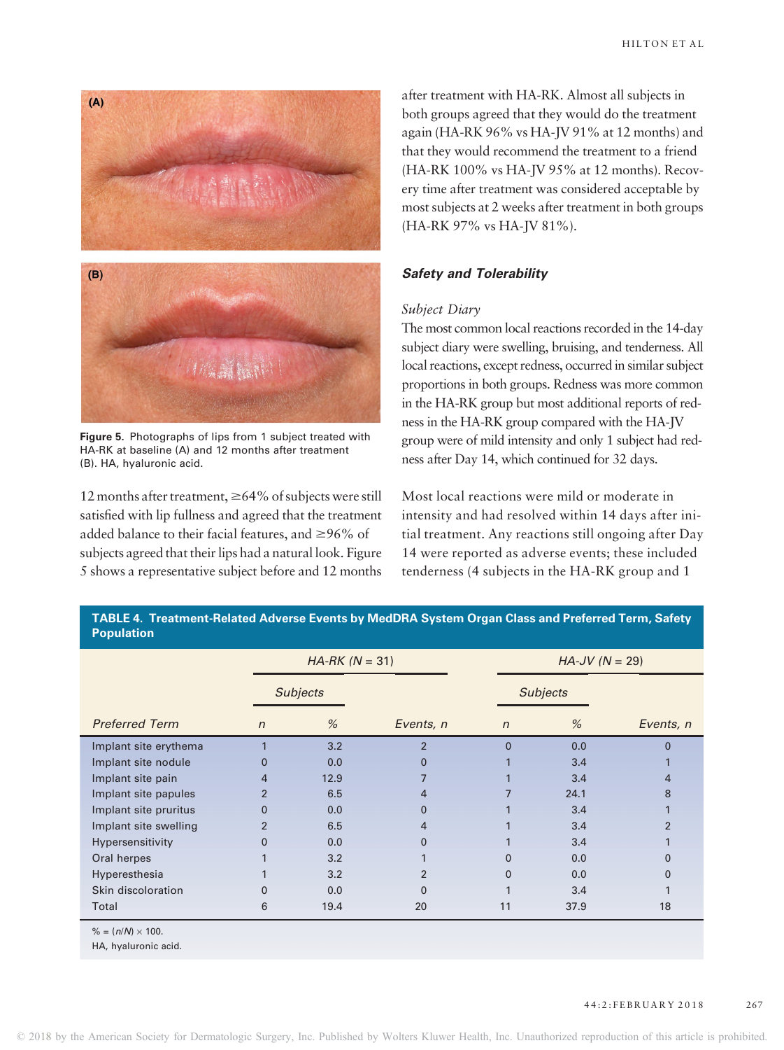Figure 5. Photographs of lips from 1 subject treated with HA-RK at baseline (A) and 12 months after treatment (B). HA, hyaluronic acid.

12 months after treatment, ≥64% of subjects were still satisfied with lip fullness and agreed that the treatment added balance to their facial features, and ≥96% of subjects agreed that their lips had a natural look. Figure 5 shows a representative subject before and 12 months after treatment with HA-RK. Almost all subjects in both groups agreed that they would do the treatment again (HA-RK 96% vs HA-JV 91% at 12 months) and that they would recommend the treatment to a friend (HA-RK 100% vs HA-JV 95% at 12 months). Recovery time after treatment was considered acceptable by most subjects at 2 weeks after treatment in both groups (HA-RK 97% vs HA-JV 81%).

### Safety and Tolerability

#### *Subject Diary*

The most common local reactions recorded in the 14-day subject diary were swelling, bruising, and tenderness. All local reactions, except redness, occurred in similar subject proportions in both groups. Redness was more common in the HA-RK group but most additional reports of redness in the HA-RK group compared with the HA-JV group were of mild intensity and only 1 subject had redness after Day 14, which continued for 32 days.

Most local reactions were mild or moderate in intensity and had resolved within 14 days after initial treatment. Any reactions still ongoing after Day 14 were reported as adverse events; these included tenderness (4 subjects in the HA-RK group and 1

**TABLE 4. Treatment-Related Adverse Events by MedDRA System Organ Class and Preferred Term, Safety Population**

| | *HA-RK (N = 31)* | | | *HA-JV (N = 29)* | | |
|---|---|---|---|---|---|---|
| | *Subjects* | | | *Subjects* | | |
| *Preferred Term* | *n* | *%* | *Events, n* | *n* | *%* | *Events, n* |
| Implant site erythema | 1 | 3.2 | 2 | 0 | 0.0 | 0 |
| Implant site nodule | 0 | 0.0 | 0 | 1 | 3.4 | 1 |
| Implant site pain | 4 | 12.9 | 7 | 1 | 3.4 | 4 |
| Implant site papules | 2 | 6.5 | 4 | 7 | 24.1 | 8 |
| Implant site pruritus | 0 | 0.0 | 0 | 1 | 3.4 | 1 |
| Implant site swelling | 2 | 6.5 | 4 | 1 | 3.4 | 2 |
| Hypersensitivity | 0 | 0.0 | 0 | 1 | 3.4 | 1 |
| Oral herpes | 1 | 3.2 | 1 | 0 | 0.0 | 0 |
| Hyperesthesia | 1 | 3.2 | 2 | 0 | 0.0 | 0 |
| Skin discoloration | 0 | 0.0 | 0 | 1 | 3.4 | 1 |
| Total | 6 | 19.4 | 20 | 11 | 37.9 | 18 |

% = $(n/N) \times 100$.

HA, hyaluronic acid.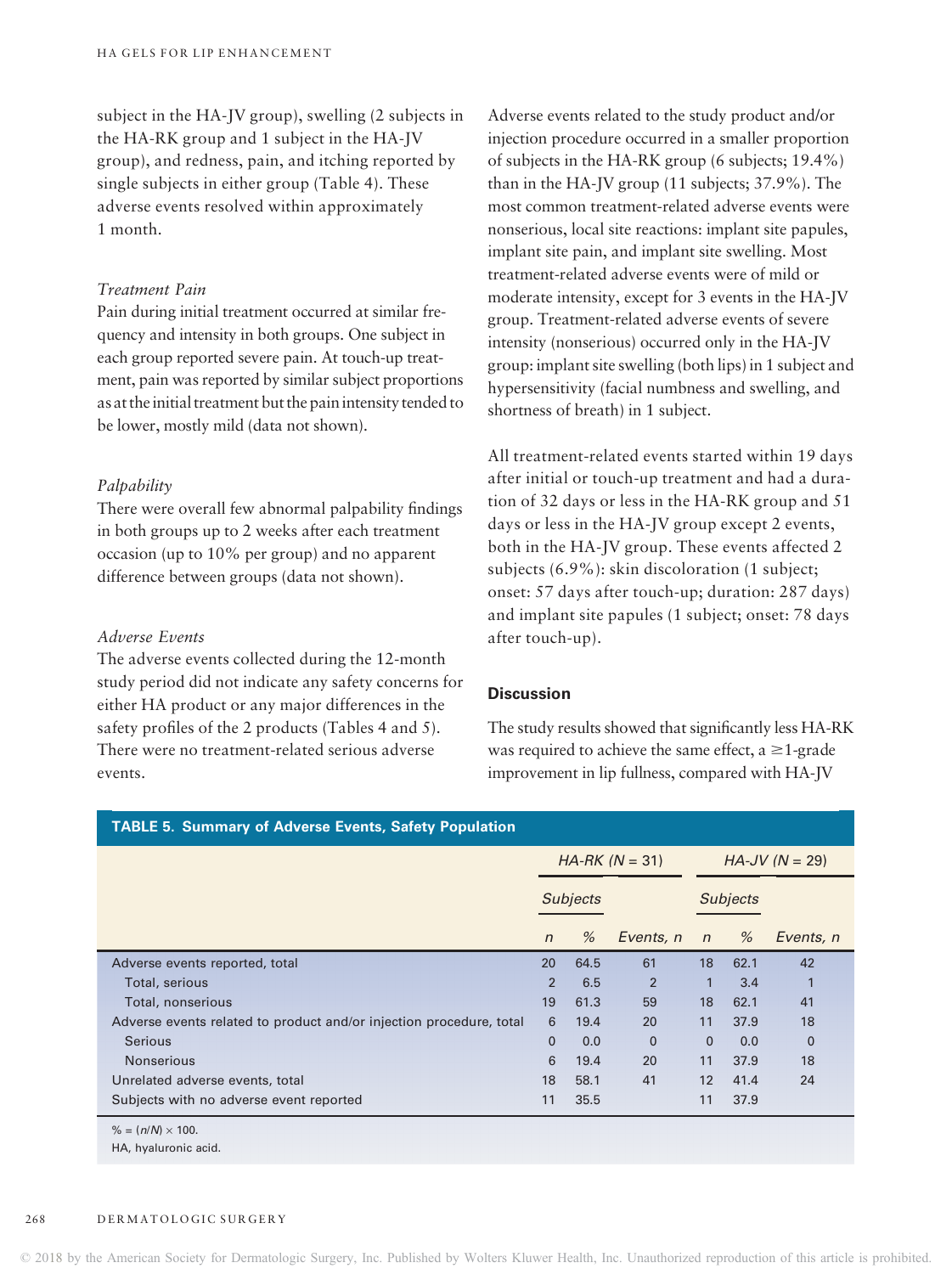subject in the HA-JV group), swelling (2 subjects in the HA-RK group and 1 subject in the HA-JV group), and redness, pain, and itching reported by single subjects in either group (Table 4). These adverse events resolved within approximately 1 month.

*Treatment Pain*

Pain during initial treatment occurred at similar frequency and intensity in both groups. One subject in each group reported severe pain. At touch-up treatment, pain was reported by similar subject proportions as at the initial treatment but the pain intensity tended to be lower, mostly mild (data not shown).

*Palpability*

There were overall few abnormal palpability findings in both groups up to 2 weeks after each treatment occasion (up to 10% per group) and no apparent difference between groups (data not shown).

*Adverse Events*

The adverse events collected during the 12-month study period did not indicate any safety concerns for either HA product or any major differences in the safety profiles of the 2 products (Tables 4 and 5). There were no treatment-related serious adverse events.

Adverse events related to the study product and/or injection procedure occurred in a smaller proportion of subjects in the HA-RK group (6 subjects; 19.4%) than in the HA-JV group (11 subjects; 37.9%). The most common treatment-related adverse events were nonserious, local site reactions: implant site papules, implant site pain, and implant site swelling. Most treatment-related adverse events were of mild or moderate intensity, except for 3 events in the HA-JV group. Treatment-related adverse events of severe intensity (nonserious) occurred only in the HA-JV group: implant site swelling (both lips) in 1 subject and hypersensitivity (facial numbness and swelling, and shortness of breath) in 1 subject.

All treatment-related events started within 19 days after initial or touch-up treatment and had a duration of 32 days or less in the HA-RK group and 51 days or less in the HA-JV group except 2 events, both in the HA-JV group. These events affected 2 subjects (6.9%): skin discoloration (1 subject; onset: 57 days after touch-up; duration: 287 days) and implant site papules (1 subject; onset: 78 days after touch-up).

## Discussion

The study results showed that significantly less HA-RK was required to achieve the same effect, a ≥1-grade improvement in lip fullness, compared with HA-JV

**TABLE 5. Summary of Adverse Events, Safety Population**

| | *HA-RK (N = 31)* | | | *HA-JV (N = 29)* | | |
|---|---|---|---|---|---|---|
| | *Subjects* | | | *Subjects* | | |
| | *n* | *%* | *Events, n* | *n* | *%* | *Events, n* |
| Adverse events reported, total | 20 | 64.5 | 61 | 18 | 62.1 | 42 |
| Total, serious | 2 | 6.5 | 2 | 1 | 3.4 | 1 |
| Total, nonserious | 19 | 61.3 | 59 | 18 | 62.1 | 41 |
| Adverse events related to product and/or injection procedure, total | 6 | 19.4 | 20 | 11 | 37.9 | 18 |
| Serious | 0 | 0.0 | 0 | 0 | 0.0 | 0 |
| Nonserious | 6 | 19.4 | 20 | 11 | 37.9 | 18 |
| Unrelated adverse events, total | 18 | 58.1 | 41 | 12 | 41.4 | 24 |
| Subjects with no adverse event reported | 11 | 35.5 | | 11 | 37.9 | |

% = $(n/N) \times 100$.

HA, hyaluronic acid.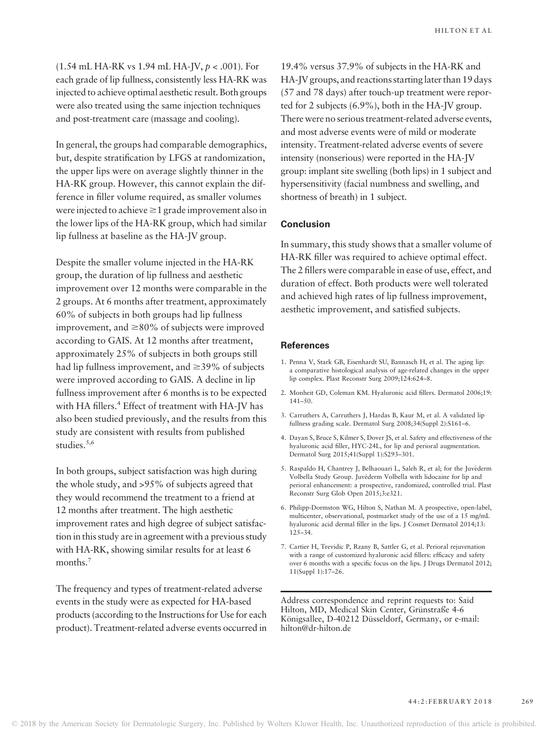(1.54 mL HA-RK vs 1.94 mL HA-JV, $p < .001$). For each grade of lip fullness, consistently less HA-RK was injected to achieve optimal aesthetic result. Both groups were also treated using the same injection techniques and post-treatment care (massage and cooling).

In general, the groups had comparable demographics, but, despite stratification by LFGS at randomization, the upper lips were on average slightly thinner in the HA-RK group. However, this cannot explain the difference in filler volume required, as smaller volumes were injected to achieve ≥1 grade improvement also in the lower lips of the HA-RK group, which had similar lip fullness at baseline as the HA-JV group.

Despite the smaller volume injected in the HA-RK group, the duration of lip fullness and aesthetic improvement over 12 months were comparable in the 2 groups. At 6 months after treatment, approximately 60% of subjects in both groups had lip fullness improvement, and ≥80% of subjects were improved according to GAIS. At 12 months after treatment, approximately 25% of subjects in both groups still had lip fullness improvement, and ≥39% of subjects were improved according to GAIS. A decline in lip fullness improvement after 6 months is to be expected with HA fillers.[4] Effect of treatment with HA-JV has also been studied previously, and the results from this study are consistent with results from published studies.[5,6]

In both groups, subject satisfaction was high during the whole study, and >95% of subjects agreed that they would recommend the treatment to a friend at 12 months after treatment. The high aesthetic improvement rates and high degree of subject satisfaction in this study are in agreement with a previous study with HA-RK, showing similar results for at least 6 months.[7]

The frequency and types of treatment-related adverse events in the study were as expected for HA-based products (according to the Instructions for Use for each product). Treatment-related adverse events occurred in 19.4% versus 37.9% of subjects in the HA-RK and HA-JV groups, and reactions starting later than 19 days (57 and 78 days) after touch-up treatment were reported for 2 subjects (6.9%), both in the HA-JV group. There were no serious treatment-related adverse events, and most adverse events were of mild or moderate intensity. Treatment-related adverse events of severe intensity (nonserious) were reported in the HA-JV group: implant site swelling (both lips) in 1 subject and hypersensitivity (facial numbness and swelling, and shortness of breath) in 1 subject.

## Conclusion

In summary, this study shows that a smaller volume of HA-RK filler was required to achieve optimal effect. The 2 fillers were comparable in ease of use, effect, and duration of effect. Both products were well tolerated and achieved high rates of lip fullness improvement, aesthetic improvement, and satisfied subjects.

## References

1. Penna V, Stark GB, Eisenhardt SU, Bannasch H, et al. The aging lip: a comparative histological analysis of age-related changes in the upper lip complex. Plast Reconstr Surg 2009;124:624–8.
2. Monheit GD, Coleman KM. Hyaluronic acid fillers. Dermatol 2006;19: 141–50.
3. Carruthers A, Carruthers J, Hardas B, Kaur M, et al. A validated lip fullness grading scale. Dermatol Surg 2008;34(Suppl 2):S161–6.
4. Dayan S, Bruce S, Kilmer S, Dover JS, et al. Safety and effectiveness of the hyaluronic acid filler, HYC-24L, for lip and perioral augmentation. Dermatol Surg 2015;41(Suppl 1):S293–301.
5. Raspaldo H, Chantrey J, Belhaouari L, Saleh R, et al; for the Juvéderm Volbella Study Group. Juvéderm Volbella with lidocaine for lip and perioral enhancement: a prospective, randomized, controlled trial. Plast Reconstr Surg Glob Open 2015;3:e321.
6. Philipp-Dormston WG, Hilton S, Nathan M. A prospective, open-label, multicenter, observational, postmarket study of the use of a 15 mg/mL hyaluronic acid dermal filler in the lips. J Cosmet Dermatol 2014;13: 125–34.
7. Cartier H, Trevidic P, Rzany B, Sattler G, et al. Perioral rejuvenation with a range of customized hyaluronic acid fillers: efficacy and safety over 6 months with a specific focus on the lips. J Drugs Dermatol 2012; 11(Suppl 1):17–26.

Address correspondence and reprint requests to: Said Hilton, MD, Medical Skin Center, Grünstraße 4-6 Königsallee, D-40212 Düsseldorf, Germany, or e-mail: hilton@dr-hilton.de